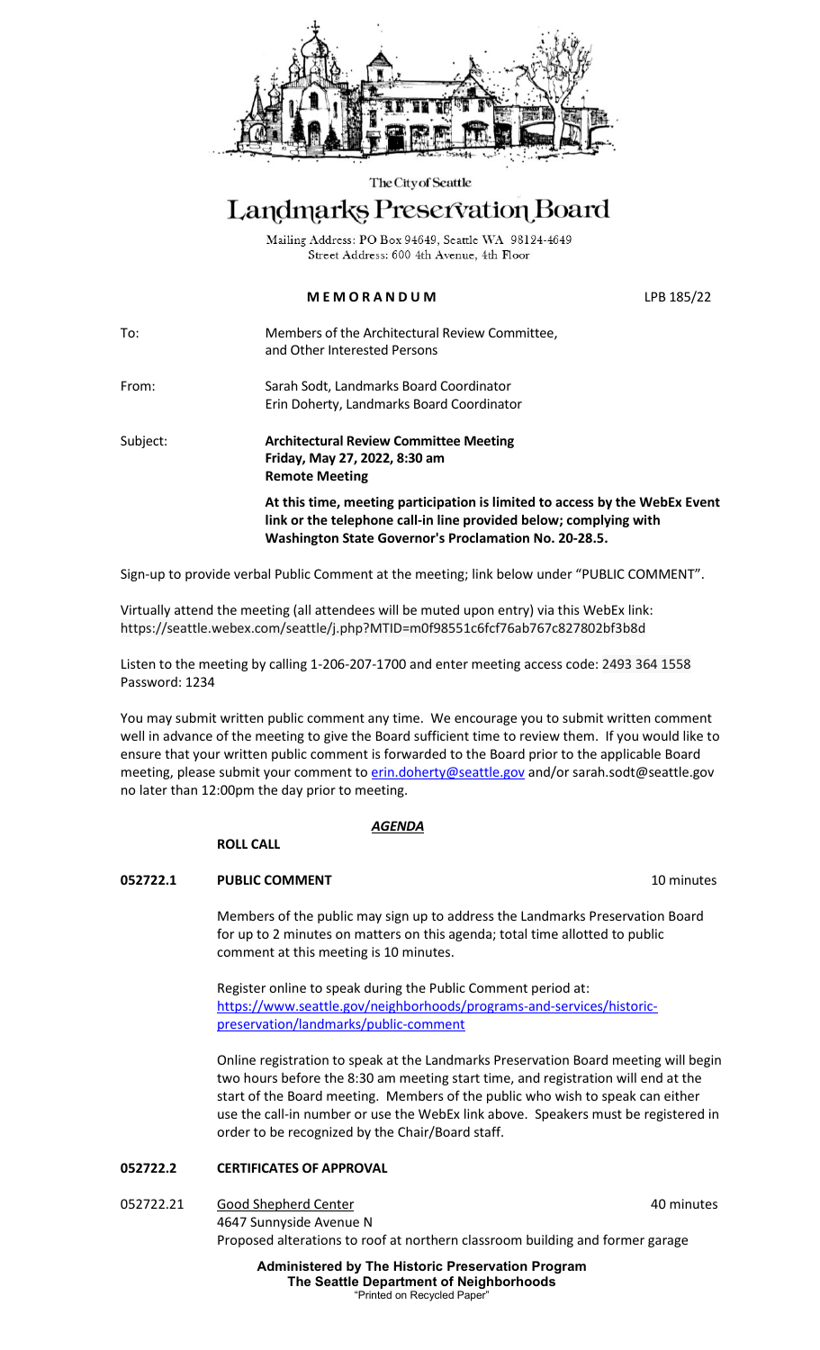The City of Seattle

# Landmarks Preservation Board

Mailing Address: PO Box 94649, Seattle WA 98124-4649
Street Address: 600 4th Avenue, 4th Floor

**MEMORANDUM** LPB 185/22

To: Members of the Architectural Review Committee, and Other Interested Persons

From: Sarah Sodt, Landmarks Board Coordinator
Erin Doherty, Landmarks Board Coordinator

Subject: **Architectural Review Committee Meeting**
**Friday, May 27, 2022, 8:30 am**
**Remote Meeting**

**At this time, meeting participation is limited to access by the WebEx Event link or the telephone call-in line provided below; complying with Washington State Governor's Proclamation No. 20-28.5.**

Sign-up to provide verbal Public Comment at the meeting; link below under "PUBLIC COMMENT".

Virtually attend the meeting (all attendees will be muted upon entry) via this WebEx link: https://seattle.webex.com/seattle/j.php?MTID=m0f98551c6fcf76ab767c827802bf3b8d

Listen to the meeting by calling 1-206-207-1700 and enter meeting access code: 2493 364 1558
Password: 1234

You may submit written public comment any time. We encourage you to submit written comment well in advance of the meeting to give the Board sufficient time to review them. If you would like to ensure that your written public comment is forwarded to the Board prior to the applicable Board meeting, please submit your comment to erin.doherty@seattle.gov and/or sarah.sodt@seattle.gov no later than 12:00pm the day prior to meeting.

***AGENDA***

**ROLL CALL**

**052722.1 PUBLIC COMMENT** 10 minutes

Members of the public may sign up to address the Landmarks Preservation Board for up to 2 minutes on matters on this agenda; total time allotted to public comment at this meeting is 10 minutes.

Register online to speak during the Public Comment period at: https://www.seattle.gov/neighborhoods/programs-and-services/historic-preservation/landmarks/public-comment

Online registration to speak at the Landmarks Preservation Board meeting will begin two hours before the 8:30 am meeting start time, and registration will end at the start of the Board meeting. Members of the public who wish to speak can either use the call-in number or use the WebEx link above. Speakers must be registered in order to be recognized by the Chair/Board staff.

**052722.2 CERTIFICATES OF APPROVAL**

052722.21 Good Shepherd Center 40 minutes
4647 Sunnyside Avenue N
Proposed alterations to roof at northern classroom building and former garage

**Administered by The Historic Preservation Program**
**The Seattle Department of Neighborhoods**
"Printed on Recycled Paper"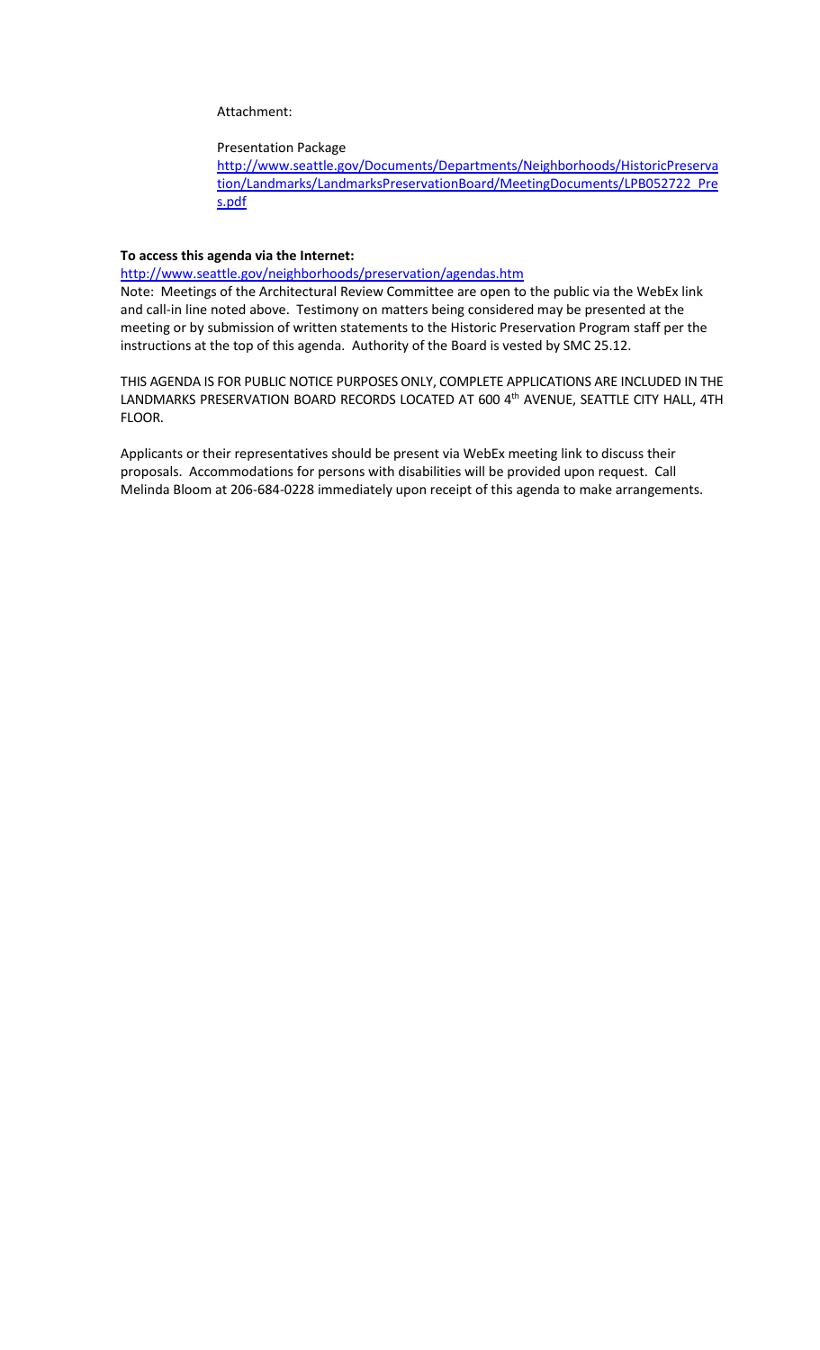Attachment:

Presentation Package

http://www.seattle.gov/Documents/Departments/Neighborhoods/HistoricPreservation/Landmarks/LandmarksPreservationBoard/MeetingDocuments/LPB052722_Pres.pdf

**To access this agenda via the Internet:**

http://www.seattle.gov/neighborhoods/preservation/agendas.htm

Note: Meetings of the Architectural Review Committee are open to the public via the WebEx link and call-in line noted above. Testimony on matters being considered may be presented at the meeting or by submission of written statements to the Historic Preservation Program staff per the instructions at the top of this agenda. Authority of the Board is vested by SMC 25.12.

THIS AGENDA IS FOR PUBLIC NOTICE PURPOSES ONLY, COMPLETE APPLICATIONS ARE INCLUDED IN THE LANDMARKS PRESERVATION BOARD RECORDS LOCATED AT 600 4th AVENUE, SEATTLE CITY HALL, 4TH FLOOR.

Applicants or their representatives should be present via WebEx meeting link to discuss their proposals. Accommodations for persons with disabilities will be provided upon request. Call Melinda Bloom at 206-684-0228 immediately upon receipt of this agenda to make arrangements.